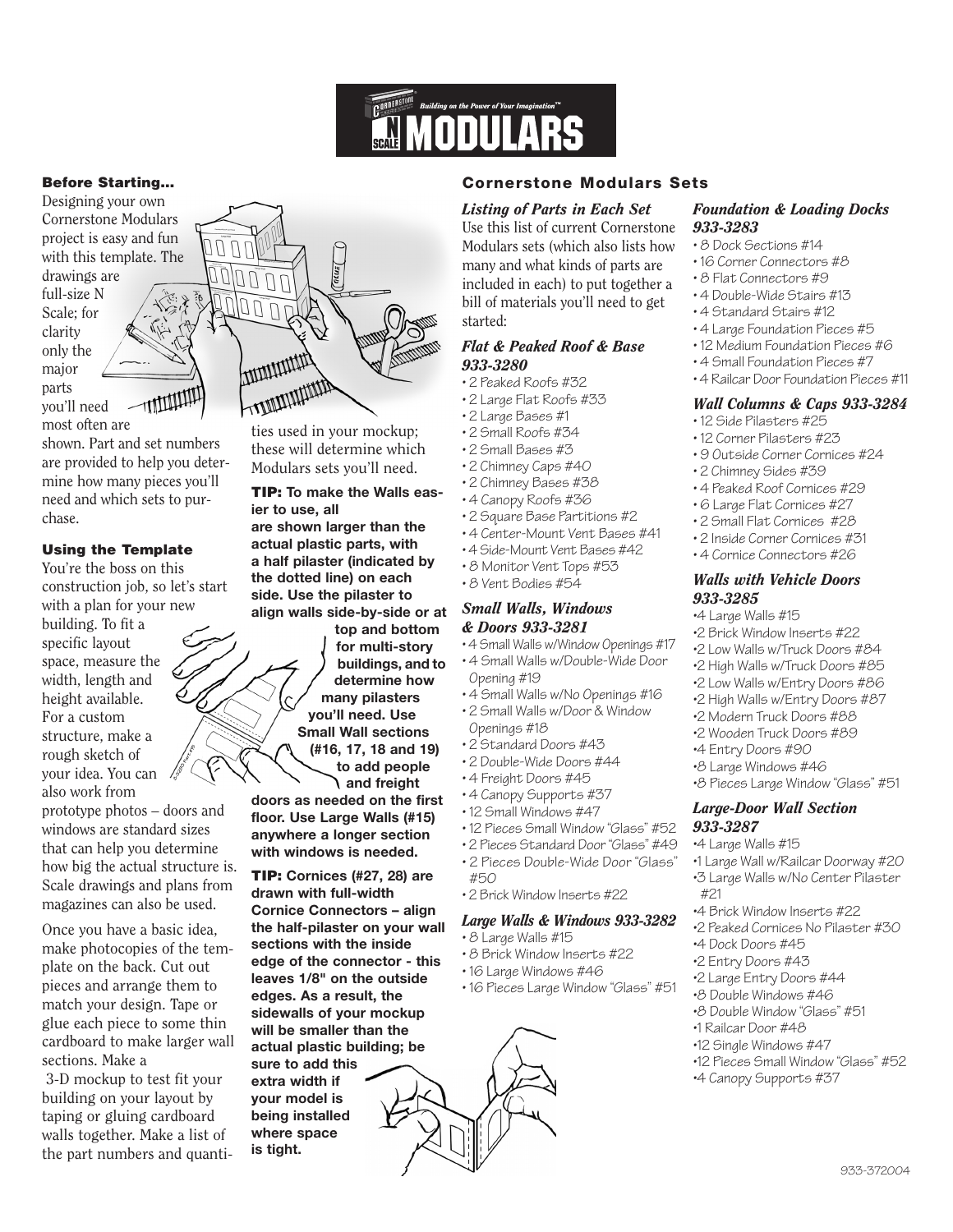# N Scale Modulars

*Building on the Power of Your Imagination™*

### Before Starting...

Designing your own Cornerstone Modulars project is easy and fun with this template. The drawings are full-size N Scale; for clarity only the major parts you'll need most often are shown. Part and set numbers are provided to help you determine how many pieces you'll need and which sets to purchase.

### Using the Template

You're the boss on this construction job, so let's start with a plan for your new building. To fit a specific layout space, measure the width, length and height available. For a custom structure, make a rough sketch of your idea. You can also work from prototype photos – doors and windows are standard sizes that can help you determine how big the actual structure is. Scale drawings and plans from magazines can also be used.

Once you have a basic idea, make photocopies of the template on the back. Cut out pieces and arrange them to match your design. Tape or glue each piece to some thin cardboard to make larger wall sections. Make a 3-D mockup to test fit your building on your layout by taping or gluing cardboard walls together. Make a list of the part numbers and quantities used in your mockup; these will determine which Modulars sets you'll need.

**TIP: To make the Walls easier to use, all are shown larger than the actual plastic parts, with a half pilaster (indicated by the dotted line) on each side. Use the pilaster to align walls side-by-side or at top and bottom for multi-story buildings, and to determine how many pilasters you'll need. Use Small Wall sections (#16, 17, 18 and 19) to add people and freight doors as needed on the first floor. Use Large Walls (#15) anywhere a longer section with windows is needed.**

**TIP: Cornices (#27, 28) are drawn with full-width Cornice Connectors – align the half-pilaster on your wall sections with the inside edge of the connector - this leaves 1/8" on the outside edges. As a result, the sidewalls of your mockup will be smaller than the actual plastic building; be sure to add this extra width if your model is being installed where space is tight.**

## Cornerstone Modulars Sets

### *Listing of Parts in Each Set*

Use this list of current Cornerstone Modulars sets (which also lists how many and what kinds of parts are included in each) to put together a bill of materials you'll need to get started:

### *Flat & Peaked Roof & Base 933-3280*

- 2 Peaked Roofs #32
- 2 Large Flat Roofs #33
- 2 Large Bases #1
- 2 Small Roofs #34
- 2 Small Bases #3
- 2 Chimney Caps #40
- 2 Chimney Bases #38
- 4 Canopy Roofs #36
- 2 Square Base Partitions #2
- 4 Center-Mount Vent Bases #41
- 4 Side-Mount Vent Bases #42
- 8 Monitor Vent Tops #53
- 8 Vent Bodies #54

### *Small Walls, Windows & Doors 933-3281*

- 4 Small Walls w/Window Openings #17
- 4 Small Walls w/Double-Wide Door Opening #19
- 4 Small Walls w/No Openings #16
- 2 Small Walls w/Door & Window Openings #18
- 2 Standard Doors #43
- 2 Double-Wide Doors #44
- 4 Freight Doors #45
- 4 Canopy Supports #37
- 12 Small Windows #47
- 12 Pieces Small Window "Glass" #52
- 2 Pieces Standard Door "Glass" #49
- 2 Pieces Double-Wide Door "Glass" #50
- 2 Brick Window Inserts #22

### *Large Walls & Windows 933-3282*

- 8 Large Walls #15
- 8 Brick Window Inserts #22
- 16 Large Windows #46
- 16 Pieces Large Window "Glass" #51

### *Foundation & Loading Docks 933-3283*

- 8 Dock Sections #14
- 16 Corner Connectors #8
- 8 Flat Connectors #9
- 4 Double-Wide Stairs #13
- 4 Standard Stairs #12
- 4 Large Foundation Pieces #5
- 12 Medium Foundation Pieces #6
- 4 Small Foundation Pieces #7
- 4 Railcar Door Foundation Pieces #11

### *Wall Columns & Caps 933-3284*

- 12 Side Pilasters #25
- 12 Corner Pilasters #23
- 9 Outside Corner Cornices #24
- 2 Chimney Sides #39
- 4 Peaked Roof Cornices #29
- 6 Large Flat Cornices #27
- 2 Small Flat Cornices #28
- 2 Inside Corner Cornices #31
- 4 Cornice Connectors #26

### *Walls with Vehicle Doors 933-3285*

- 4 Large Walls #15
- 2 Brick Window Inserts #22
- 2 Low Walls w/Truck Doors #84
- 2 High Walls w/Truck Doors #85
- 2 Low Walls w/Entry Doors #86
- 2 High Walls w/Entry Doors #87
- 2 Modern Truck Doors #88
- 2 Wooden Truck Doors #89
- 4 Entry Doors #90
- 8 Large Windows #46
- 8 Pieces Large Window "Glass" #51

### *Large-Door Wall Section 933-3287*

- 4 Large Walls #15
- 1 Large Wall w/Railcar Doorway #20
- 3 Large Walls w/No Center Pilaster #21
- 4 Brick Window Inserts #22
- 2 Peaked Cornices No Pilaster #30
- 4 Dock Doors #45
- 2 Entry Doors #43
- 2 Large Entry Doors #44
- 8 Double Windows #46
- 8 Double Window "Glass" #51
- 1 Railcar Door #48
- 12 Single Windows #47
- 12 Pieces Small Window "Glass" #52
- 4 Canopy Supports #37

933-372004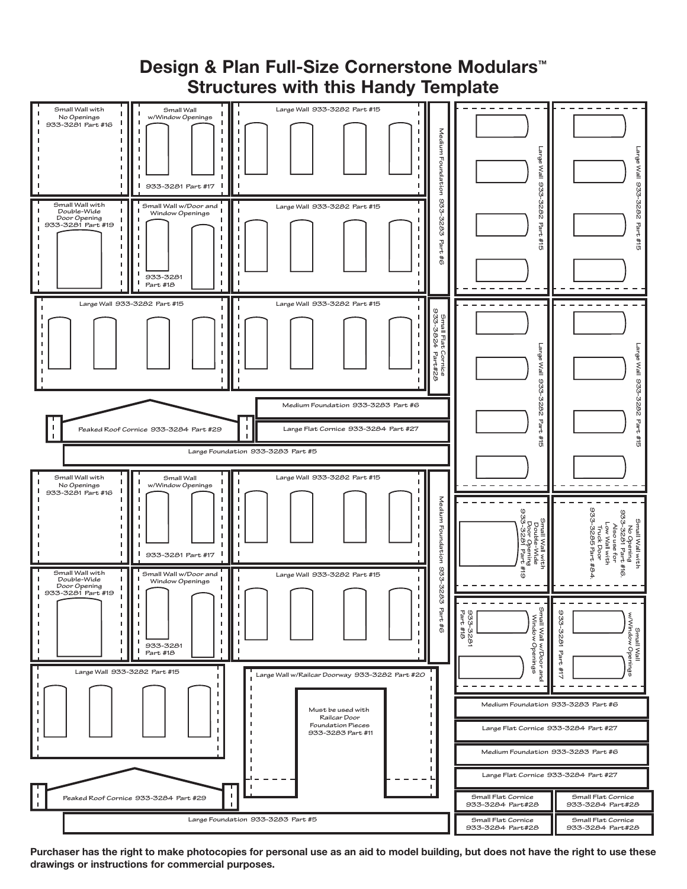# Design & Plan Full-Size Cornerstone Modulars™ Structures with this Handy Template

Small Wall with No Openings 933-3281 Part #16

Small Wall w/Window Openings 933-3281 Part #17

Large Wall 933-3282 Part #15

Medium Foundation 933-3283 Part #6

Large Wall 933-3282 Part #15

Large Wall 933-3282 Part #15

Small Wall with Double-Wide Door Opening 933-3281 Part #19

Small Wall w/Door and Window Openings 933-3281 Part #18

Large Wall 933-3282 Part #15

Large Wall 933-3282 Part #15

Large Wall 933-3282 Part #15

Small Flat Cornice 933-3824 Part#28

Large Wall 933-3282 Part #15

Large Wall 933-3282 Part #15

Medium Foundation 933-3283 Part #6

Peaked Roof Cornice 933-3284 Part #29

Large Flat Cornice 933-3284 Part #27

Large Foundation 933-3283 Part #5

Small Wall with No Openings 933-3281 Part #16

Small Wall w/Window Openings 933-3281 Part #17

Large Wall 933-3282 Part #15

Medium Foundation 933-3283 Part #6

Small Wall with Double-Wide Door Opening 933-3281 Part #19

Small Wall with No Opening 933-3281 Part #16. Also use for Low Wall with Truck Door 933-3285 Part #84.

Small Wall with Double-Wide Door Opening 933-3281 Part #19

Small Wall w/Door and Window Openings 933-3281 Part #18

Large Wall 933-3282 Part #15

Small Wall w/Door and Window Openings 933-3281 Part #18

Small Wall w/Window Openings 933-3281 Part #17

Large Wall 933-3282 Part #15

Large Wall w/Railcar Doorway 933-3282 Part #20

Must be used with Railcar Door Foundation Pieces 933-3283 Part #11

Medium Foundation 933-3283 Part #6

Large Flat Cornice 933-3284 Part #27

Medium Foundation 933-3283 Part #6

Large Flat Cornice 933-3284 Part #27

Peaked Roof Cornice 933-3284 Part #29

Small Flat Cornice 933-3284 Part#28

Small Flat Cornice 933-3284 Part#28

Large Foundation 933-3283 Part #5

Small Flat Cornice 933-3284 Part#28

Small Flat Cornice 933-3284 Part#28

**Purchaser has the right to make photocopies for personal use as an aid to model building, but does not have the right to use these drawings or instructions for commercial purposes.**